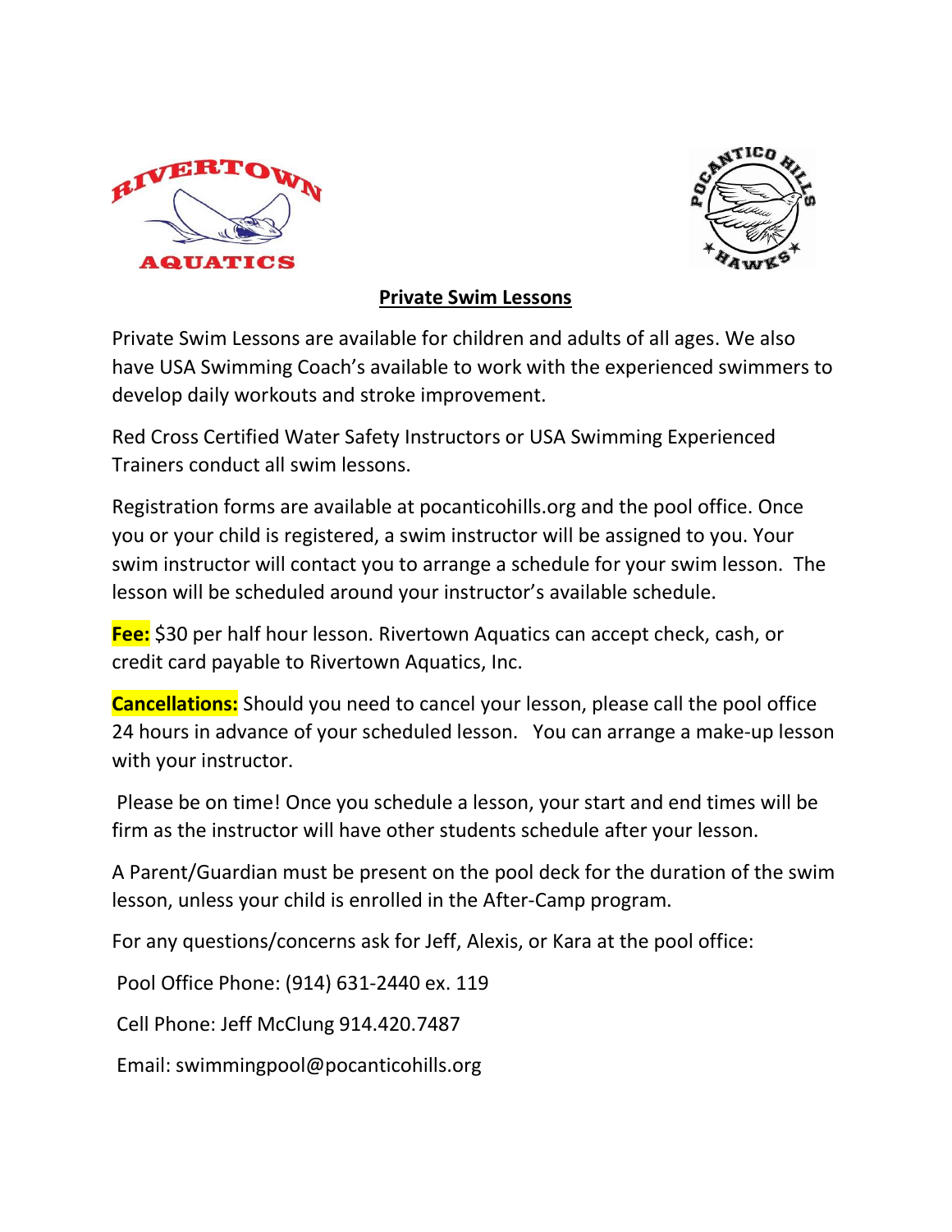## Private Swim Lessons

Private Swim Lessons are available for children and adults of all ages. We also have USA Swimming Coach's available to work with the experienced swimmers to develop daily workouts and stroke improvement.

Red Cross Certified Water Safety Instructors or USA Swimming Experienced Trainers conduct all swim lessons.

Registration forms are available at pocanticohills.org and the pool office. Once you or your child is registered, a swim instructor will be assigned to you. Your swim instructor will contact you to arrange a schedule for your swim lesson. The lesson will be scheduled around your instructor's available schedule.

**Fee:** $30 per half hour lesson. Rivertown Aquatics can accept check, cash, or credit card payable to Rivertown Aquatics, Inc.

**Cancellations:** Should you need to cancel your lesson, please call the pool office 24 hours in advance of your scheduled lesson. You can arrange a make-up lesson with your instructor.

Please be on time! Once you schedule a lesson, your start and end times will be firm as the instructor will have other students schedule after your lesson.

A Parent/Guardian must be present on the pool deck for the duration of the swim lesson, unless your child is enrolled in the After-Camp program.

For any questions/concerns ask for Jeff, Alexis, or Kara at the pool office:

Pool Office Phone: (914) 631-2440 ex. 119

Cell Phone: Jeff McClung 914.420.7487

Email: swimmingpool@pocanticohills.org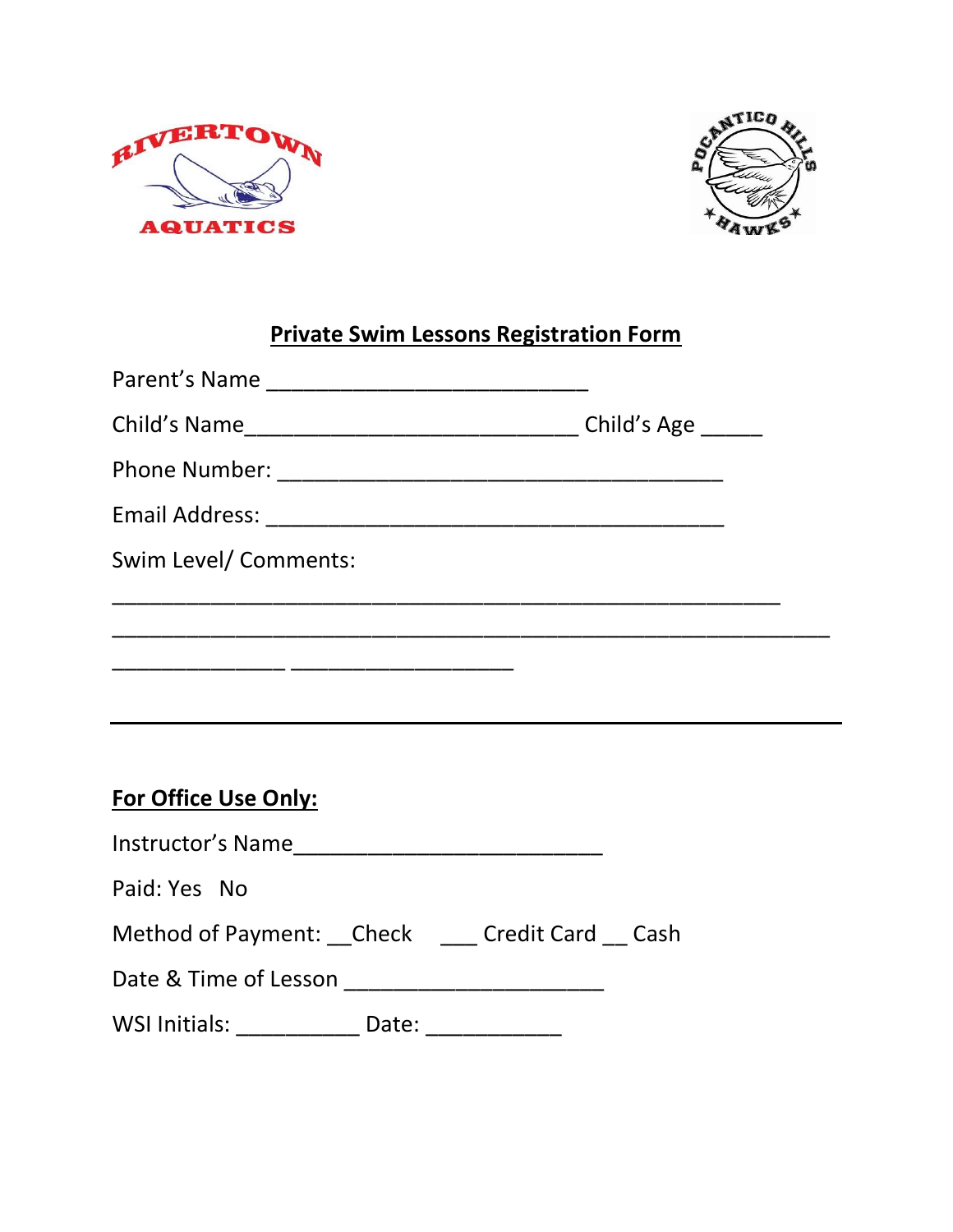RIVERTOWN AQUATICS

POCANTICO HILLS HAWKS

## Private Swim Lessons Registration Form

Parent's Name ___________________________

Child's Name____________________________ Child's Age _____

Phone Number: _____________________________________

Email Address: ______________________________________

Swim Level/ Comments:

_______________________________________________________

____________________________________________________________

______________ __________________

---

**For Office Use Only:**

Instructor's Name__________________________

Paid: Yes No

Method of Payment: __Check ___ Credit Card __ Cash

Date & Time of Lesson ______________________

WSI Initials: __________ Date: ___________